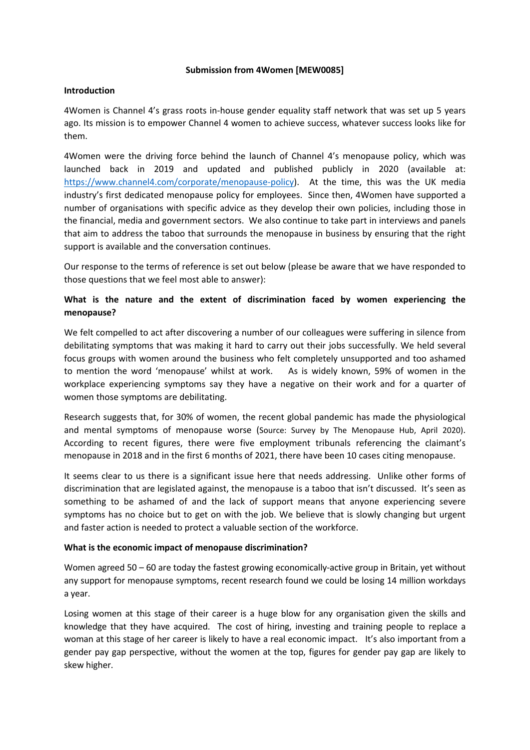**Submission from 4Women [MEW0085]**

**Introduction**

4Women is Channel 4's grass roots in-house gender equality staff network that was set up 5 years ago. Its mission is to empower Channel 4 women to achieve success, whatever success looks like for them.

4Women were the driving force behind the launch of Channel 4's menopause policy, which was launched back in 2019 and updated and published publicly in 2020 (available at: [https://www.channel4.com/corporate/menopause-policy](https://www.channel4.com/corporate/menopause-policy)). At the time, this was the UK media industry's first dedicated menopause policy for employees. Since then, 4Women have supported a number of organisations with specific advice as they develop their own policies, including those in the financial, media and government sectors. We also continue to take part in interviews and panels that aim to address the taboo that surrounds the menopause in business by ensuring that the right support is available and the conversation continues.

Our response to the terms of reference is set out below (please be aware that we have responded to those questions that we feel most able to answer):

**What is the nature and the extent of discrimination faced by women experiencing the menopause?**

We felt compelled to act after discovering a number of our colleagues were suffering in silence from debilitating symptoms that was making it hard to carry out their jobs successfully. We held several focus groups with women around the business who felt completely unsupported and too ashamed to mention the word 'menopause' whilst at work. As is widely known, 59% of women in the workplace experiencing symptoms say they have a negative on their work and for a quarter of women those symptoms are debilitating.

Research suggests that, for 30% of women, the recent global pandemic has made the physiological and mental symptoms of menopause worse (Source: Survey by The Menopause Hub, April 2020). According to recent figures, there were five employment tribunals referencing the claimant's menopause in 2018 and in the first 6 months of 2021, there have been 10 cases citing menopause.

It seems clear to us there is a significant issue here that needs addressing. Unlike other forms of discrimination that are legislated against, the menopause is a taboo that isn't discussed. It's seen as something to be ashamed of and the lack of support means that anyone experiencing severe symptoms has no choice but to get on with the job. We believe that is slowly changing but urgent and faster action is needed to protect a valuable section of the workforce.

**What is the economic impact of menopause discrimination?**

Women agreed 50 – 60 are today the fastest growing economically-active group in Britain, yet without any support for menopause symptoms, recent research found we could be losing 14 million workdays a year.

Losing women at this stage of their career is a huge blow for any organisation given the skills and knowledge that they have acquired. The cost of hiring, investing and training people to replace a woman at this stage of her career is likely to have a real economic impact. It's also important from a gender pay gap perspective, without the women at the top, figures for gender pay gap are likely to skew higher.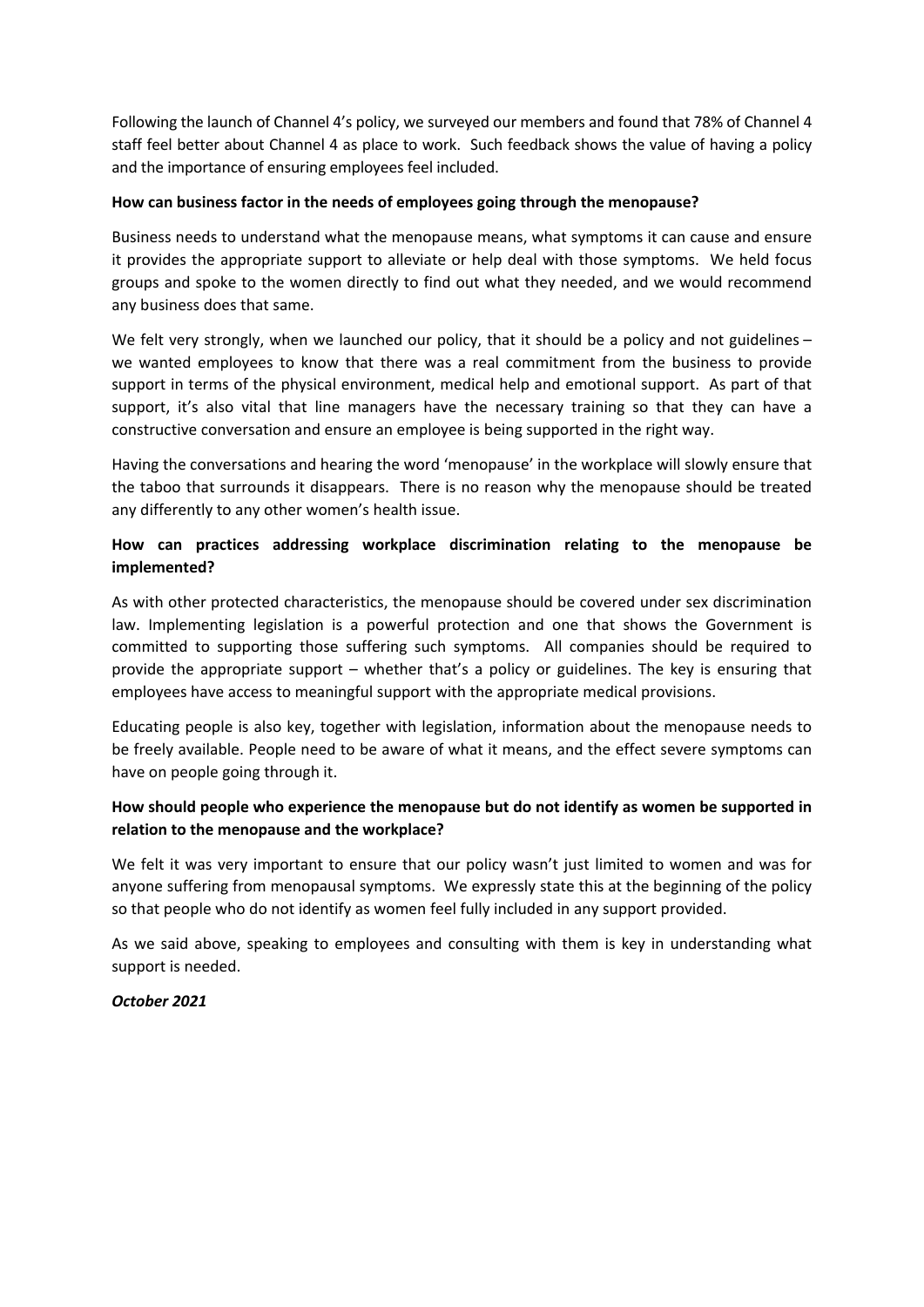Following the launch of Channel 4's policy, we surveyed our members and found that 78% of Channel 4 staff feel better about Channel 4 as place to work. Such feedback shows the value of having a policy and the importance of ensuring employees feel included.

**How can business factor in the needs of employees going through the menopause?**

Business needs to understand what the menopause means, what symptoms it can cause and ensure it provides the appropriate support to alleviate or help deal with those symptoms. We held focus groups and spoke to the women directly to find out what they needed, and we would recommend any business does that same.

We felt very strongly, when we launched our policy, that it should be a policy and not guidelines – we wanted employees to know that there was a real commitment from the business to provide support in terms of the physical environment, medical help and emotional support. As part of that support, it's also vital that line managers have the necessary training so that they can have a constructive conversation and ensure an employee is being supported in the right way.

Having the conversations and hearing the word 'menopause' in the workplace will slowly ensure that the taboo that surrounds it disappears. There is no reason why the menopause should be treated any differently to any other women's health issue.

**How can practices addressing workplace discrimination relating to the menopause be implemented?**

As with other protected characteristics, the menopause should be covered under sex discrimination law. Implementing legislation is a powerful protection and one that shows the Government is committed to supporting those suffering such symptoms. All companies should be required to provide the appropriate support – whether that's a policy or guidelines. The key is ensuring that employees have access to meaningful support with the appropriate medical provisions.

Educating people is also key, together with legislation, information about the menopause needs to be freely available. People need to be aware of what it means, and the effect severe symptoms can have on people going through it.

**How should people who experience the menopause but do not identify as women be supported in relation to the menopause and the workplace?**

We felt it was very important to ensure that our policy wasn't just limited to women and was for anyone suffering from menopausal symptoms. We expressly state this at the beginning of the policy so that people who do not identify as women feel fully included in any support provided.

As we said above, speaking to employees and consulting with them is key in understanding what support is needed.

***October 2021***